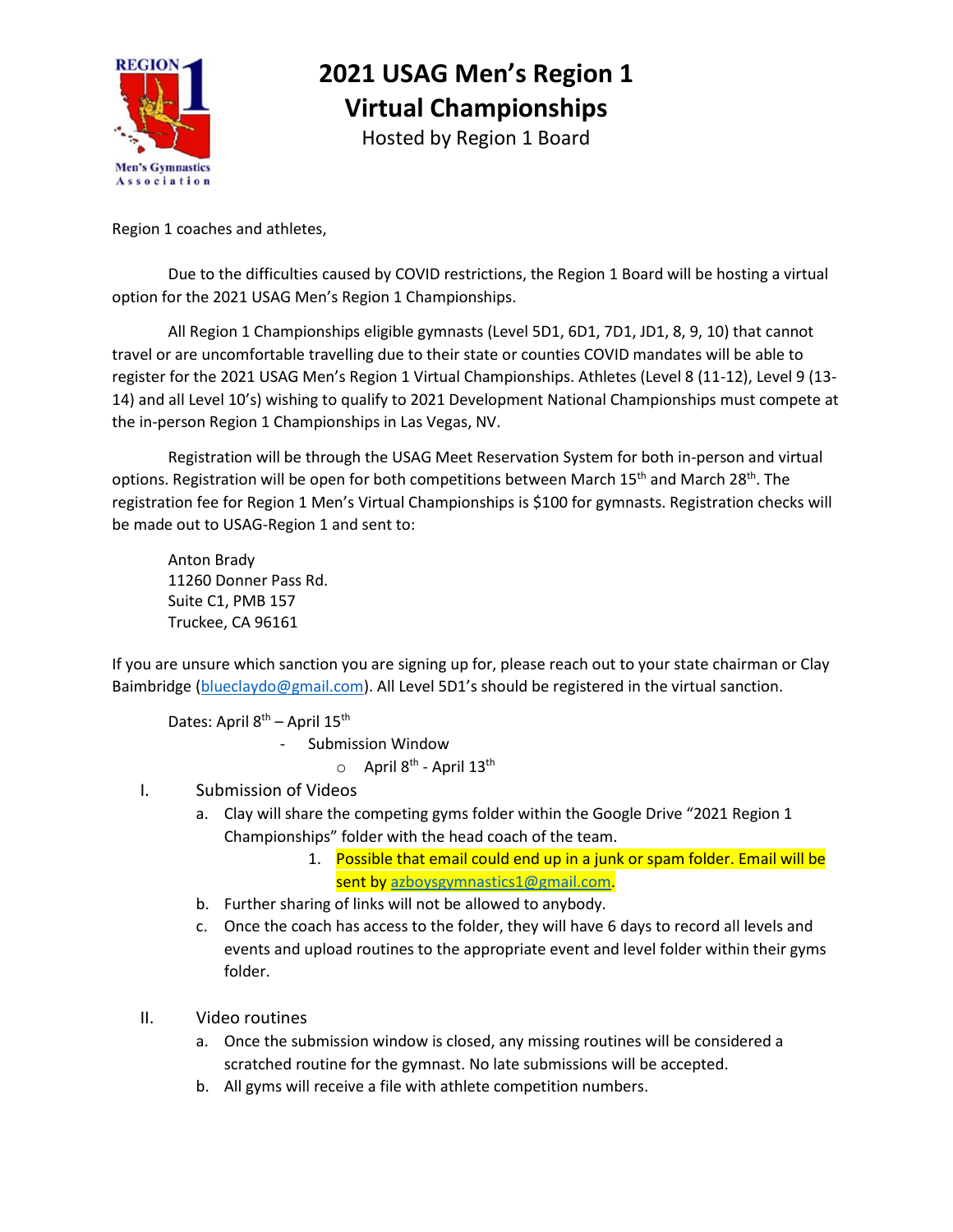# 2021 USAG Men's Region 1 Virtual Championships

Hosted by Region 1 Board

Region 1 coaches and athletes,

Due to the difficulties caused by COVID restrictions, the Region 1 Board will be hosting a virtual option for the 2021 USAG Men's Region 1 Championships.

All Region 1 Championships eligible gymnasts (Level 5D1, 6D1, 7D1, JD1, 8, 9, 10) that cannot travel or are uncomfortable travelling due to their state or counties COVID mandates will be able to register for the 2021 USAG Men's Region 1 Virtual Championships. Athletes (Level 8 (11-12), Level 9 (13-14) and all Level 10's) wishing to qualify to 2021 Development National Championships must compete at the in-person Region 1 Championships in Las Vegas, NV.

Registration will be through the USAG Meet Reservation System for both in-person and virtual options. Registration will be open for both competitions between March 15th and March 28th. The registration fee for Region 1 Men's Virtual Championships is $100 for gymnasts. Registration checks will be made out to USAG-Region 1 and sent to:

Anton Brady
11260 Donner Pass Rd.
Suite C1, PMB 157
Truckee, CA 96161

If you are unsure which sanction you are signing up for, please reach out to your state chairman or Clay Baimbridge (blueclaydo@gmail.com). All Level 5D1's should be registered in the virtual sanction.

Dates: April 8th – April 15th

- Submission Window
  - April 8th - April 13th

I. Submission of Videos
   a. Clay will share the competing gyms folder within the Google Drive "2021 Region 1 Championships" folder with the head coach of the team.
      1. Possible that email could end up in a junk or spam folder. Email will be sent by azboysgymnastics1@gmail.com.
   b. Further sharing of links will not be allowed to anybody.
   c. Once the coach has access to the folder, they will have 6 days to record all levels and events and upload routines to the appropriate event and level folder within their gyms folder.

II. Video routines
   a. Once the submission window is closed, any missing routines will be considered a scratched routine for the gymnast. No late submissions will be accepted.
   b. All gyms will receive a file with athlete competition numbers.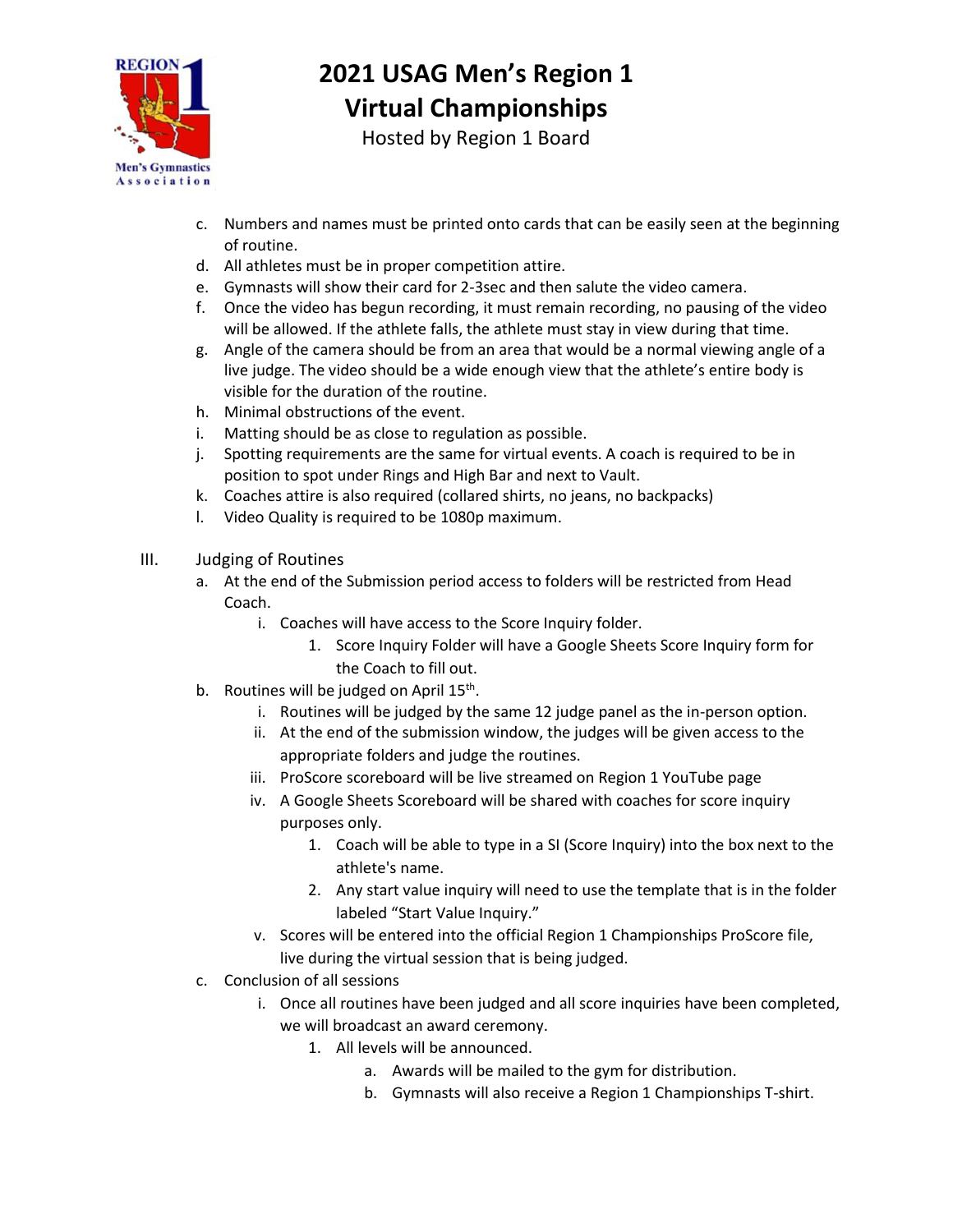# 2021 USAG Men's Region 1 Virtual Championships

Hosted by Region 1 Board

c. Numbers and names must be printed onto cards that can be easily seen at the beginning of routine.
d. All athletes must be in proper competition attire.
e. Gymnasts will show their card for 2-3sec and then salute the video camera.
f. Once the video has begun recording, it must remain recording, no pausing of the video will be allowed. If the athlete falls, the athlete must stay in view during that time.
g. Angle of the camera should be from an area that would be a normal viewing angle of a live judge. The video should be a wide enough view that the athlete's entire body is visible for the duration of the routine.
h. Minimal obstructions of the event.
i. Matting should be as close to regulation as possible.
j. Spotting requirements are the same for virtual events. A coach is required to be in position to spot under Rings and High Bar and next to Vault.
k. Coaches attire is also required (collared shirts, no jeans, no backpacks)
l. Video Quality is required to be 1080p maximum.

III. Judging of Routines

a. At the end of the Submission period access to folders will be restricted from Head Coach.
   i. Coaches will have access to the Score Inquiry folder.
      1. Score Inquiry Folder will have a Google Sheets Score Inquiry form for the Coach to fill out.
b. Routines will be judged on April 15th.
   i. Routines will be judged by the same 12 judge panel as the in-person option.
   ii. At the end of the submission window, the judges will be given access to the appropriate folders and judge the routines.
   iii. ProScore scoreboard will be live streamed on Region 1 YouTube page
   iv. A Google Sheets Scoreboard will be shared with coaches for score inquiry purposes only.
      1. Coach will be able to type in a SI (Score Inquiry) into the box next to the athlete's name.
      2. Any start value inquiry will need to use the template that is in the folder labeled "Start Value Inquiry."
   v. Scores will be entered into the official Region 1 Championships ProScore file, live during the virtual session that is being judged.
c. Conclusion of all sessions
   i. Once all routines have been judged and all score inquiries have been completed, we will broadcast an award ceremony.
      1. All levels will be announced.
         a. Awards will be mailed to the gym for distribution.
         b. Gymnasts will also receive a Region 1 Championships T-shirt.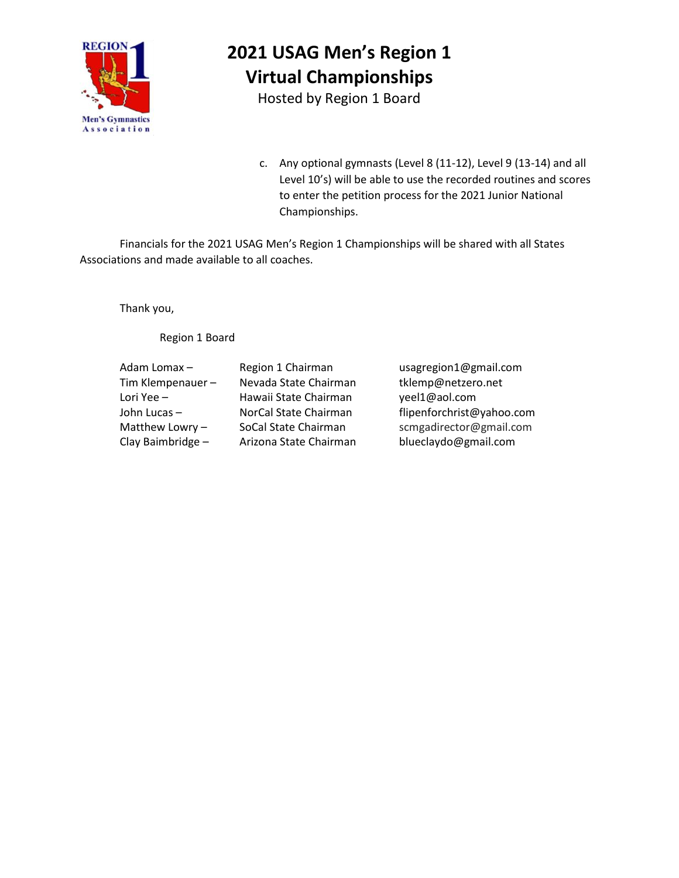# 2021 USAG Men's Region 1 Virtual Championships

Hosted by Region 1 Board

c. Any optional gymnasts (Level 8 (11-12), Level 9 (13-14) and all Level 10's) will be able to use the recorded routines and scores to enter the petition process for the 2021 Junior National Championships.

Financials for the 2021 USAG Men's Region 1 Championships will be shared with all States Associations and made available to all coaches.

Thank you,

Region 1 Board

| | | |
|---|---|---|
| Adam Lomax – | Region 1 Chairman | usagregion1@gmail.com |
| Tim Klempenauer – | Nevada State Chairman | tklemp@netzero.net |
| Lori Yee – | Hawaii State Chairman | yeel1@aol.com |
| John Lucas – | NorCal State Chairman | flipenforchrist@yahoo.com |
| Matthew Lowry – | SoCal State Chairman | scmgadirector@gmail.com |
| Clay Baimbridge – | Arizona State Chairman | blueclaydo@gmail.com |